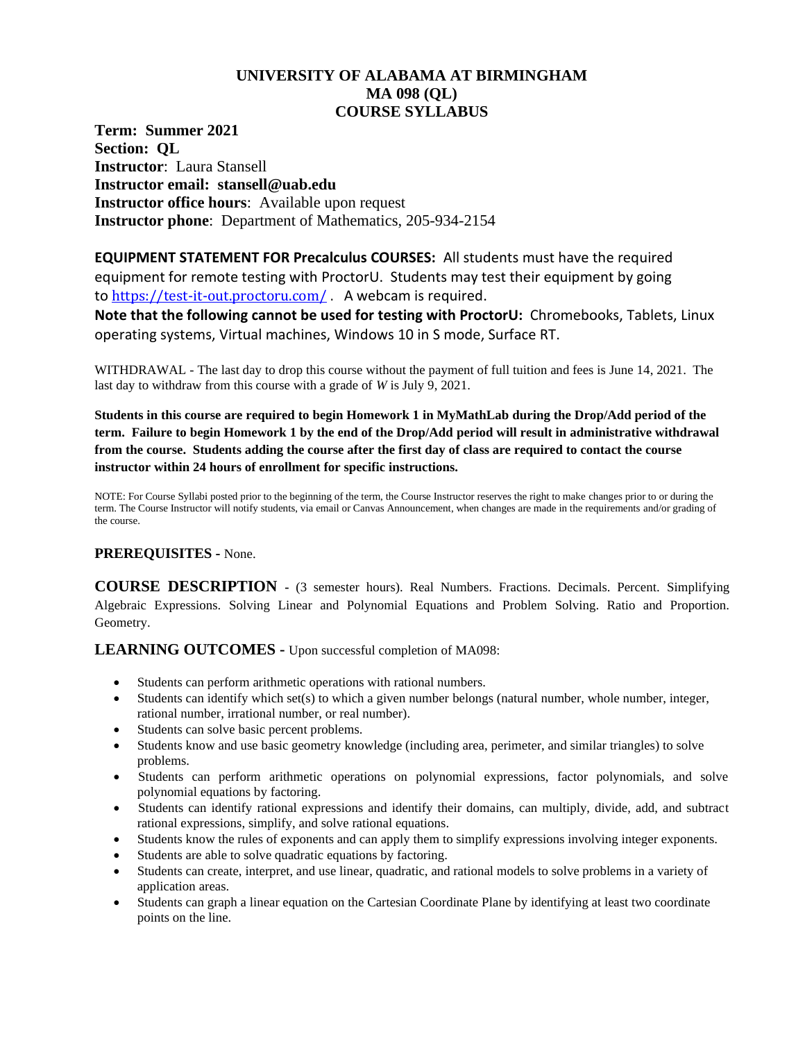# UNIVERSITY OF ALABAMA AT BIRMINGHAM
# MA 098 (QL)
# COURSE SYLLABUS

**Term: Summer 2021**
**Section: QL**
**Instructor**: Laura Stansell
**Instructor email: stansell@uab.edu**
**Instructor office hours**: Available upon request
**Instructor phone**: Department of Mathematics, 205-934-2154

**EQUIPMENT STATEMENT FOR Precalculus COURSES:** All students must have the required equipment for remote testing with ProctorU. Students may test their equipment by going to https://test-it-out.proctoru.com/ . A webcam is required.
**Note that the following cannot be used for testing with ProctorU:** Chromebooks, Tablets, Linux operating systems, Virtual machines, Windows 10 in S mode, Surface RT.

WITHDRAWAL - The last day to drop this course without the payment of full tuition and fees is June 14, 2021. The last day to withdraw from this course with a grade of *W* is July 9, 2021.

**Students in this course are required to begin Homework 1 in MyMathLab during the Drop/Add period of the term. Failure to begin Homework 1 by the end of the Drop/Add period will result in administrative withdrawal from the course. Students adding the course after the first day of class are required to contact the course instructor within 24 hours of enrollment for specific instructions.**

NOTE: For Course Syllabi posted prior to the beginning of the term, the Course Instructor reserves the right to make changes prior to or during the term. The Course Instructor will notify students, via email or Canvas Announcement, when changes are made in the requirements and/or grading of the course.

**PREREQUISITES -** None.

**COURSE DESCRIPTION** - (3 semester hours). Real Numbers. Fractions. Decimals. Percent. Simplifying Algebraic Expressions. Solving Linear and Polynomial Equations and Problem Solving. Ratio and Proportion. Geometry.

**LEARNING OUTCOMES -** Upon successful completion of MA098:

- Students can perform arithmetic operations with rational numbers.
- Students can identify which set(s) to which a given number belongs (natural number, whole number, integer, rational number, irrational number, or real number).
- Students can solve basic percent problems.
- Students know and use basic geometry knowledge (including area, perimeter, and similar triangles) to solve problems.
- Students can perform arithmetic operations on polynomial expressions, factor polynomials, and solve polynomial equations by factoring.
- Students can identify rational expressions and identify their domains, can multiply, divide, add, and subtract rational expressions, simplify, and solve rational equations.
- Students know the rules of exponents and can apply them to simplify expressions involving integer exponents.
- Students are able to solve quadratic equations by factoring.
- Students can create, interpret, and use linear, quadratic, and rational models to solve problems in a variety of application areas.
- Students can graph a linear equation on the Cartesian Coordinate Plane by identifying at least two coordinate points on the line.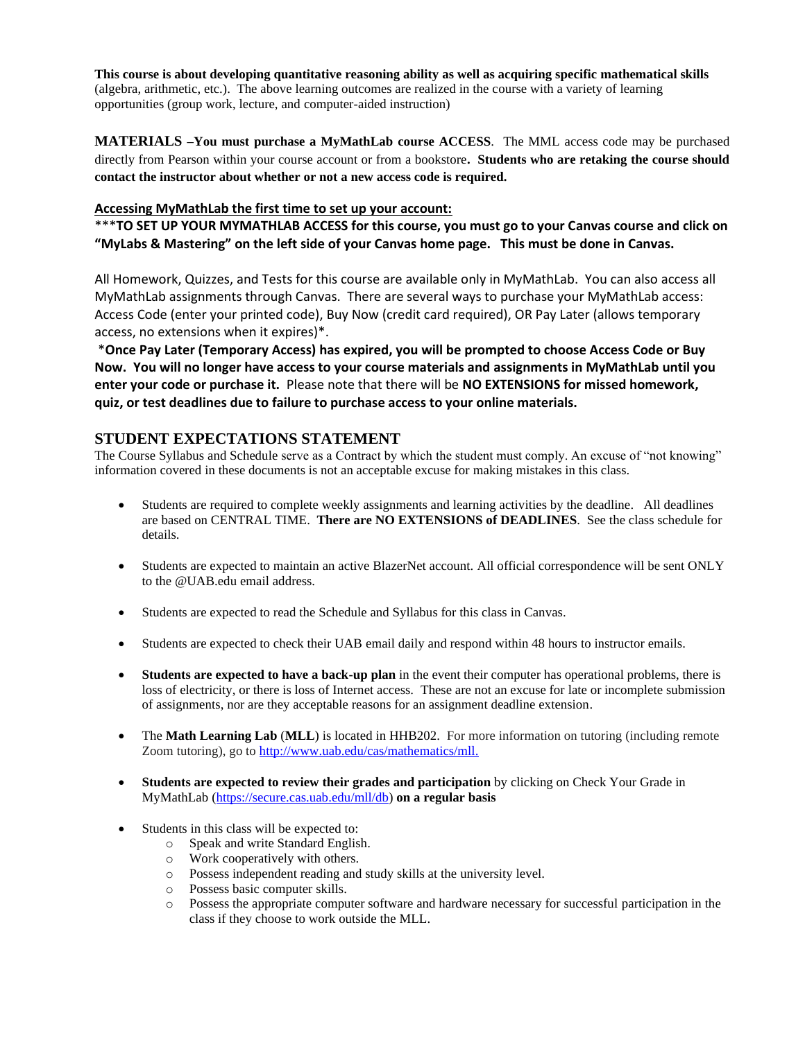**This course is about developing quantitative reasoning ability as well as acquiring specific mathematical skills** (algebra, arithmetic, etc.). The above learning outcomes are realized in the course with a variety of learning opportunities (group work, lecture, and computer-aided instruction)

**MATERIALS –You must purchase a MyMathLab course ACCESS**. The MML access code may be purchased directly from Pearson within your course account or from a bookstore**. Students who are retaking the course should contact the instructor about whether or not a new access code is required.**

**Accessing MyMathLab the first time to set up your account:**

\*\*\***TO SET UP YOUR MYMATHLAB ACCESS for this course, you must go to your Canvas course and click on "MyLabs & Mastering" on the left side of your Canvas home page. This must be done in Canvas.**

All Homework, Quizzes, and Tests for this course are available only in MyMathLab. You can also access all MyMathLab assignments through Canvas. There are several ways to purchase your MyMathLab access: Access Code (enter your printed code), Buy Now (credit card required), OR Pay Later (allows temporary access, no extensions when it expires)\*.

\***Once Pay Later (Temporary Access) has expired, you will be prompted to choose Access Code or Buy Now. You will no longer have access to your course materials and assignments in MyMathLab until you enter your code or purchase it.** Please note that there will be **NO EXTENSIONS for missed homework, quiz, or test deadlines due to failure to purchase access to your online materials.**

## STUDENT EXPECTATIONS STATEMENT

The Course Syllabus and Schedule serve as a Contract by which the student must comply. An excuse of "not knowing" information covered in these documents is not an acceptable excuse for making mistakes in this class.

- Students are required to complete weekly assignments and learning activities by the deadline. All deadlines are based on CENTRAL TIME. **There are NO EXTENSIONS of DEADLINES**. See the class schedule for details.
- Students are expected to maintain an active BlazerNet account. All official correspondence will be sent ONLY to the @UAB.edu email address.
- Students are expected to read the Schedule and Syllabus for this class in Canvas.
- Students are expected to check their UAB email daily and respond within 48 hours to instructor emails.
- **Students are expected to have a back-up plan** in the event their computer has operational problems, there is loss of electricity, or there is loss of Internet access. These are not an excuse for late or incomplete submission of assignments, nor are they acceptable reasons for an assignment deadline extension.
- The **Math Learning Lab** (**MLL**) is located in HHB202. For more information on tutoring (including remote Zoom tutoring), go to http://www.uab.edu/cas/mathematics/mll.
- **Students are expected to review their grades and participation** by clicking on Check Your Grade in MyMathLab (https://secure.cas.uab.edu/mll/db) **on a regular basis**
- Students in this class will be expected to:
  - Speak and write Standard English.
  - Work cooperatively with others.
  - Possess independent reading and study skills at the university level.
  - Possess basic computer skills.
  - Possess the appropriate computer software and hardware necessary for successful participation in the class if they choose to work outside the MLL.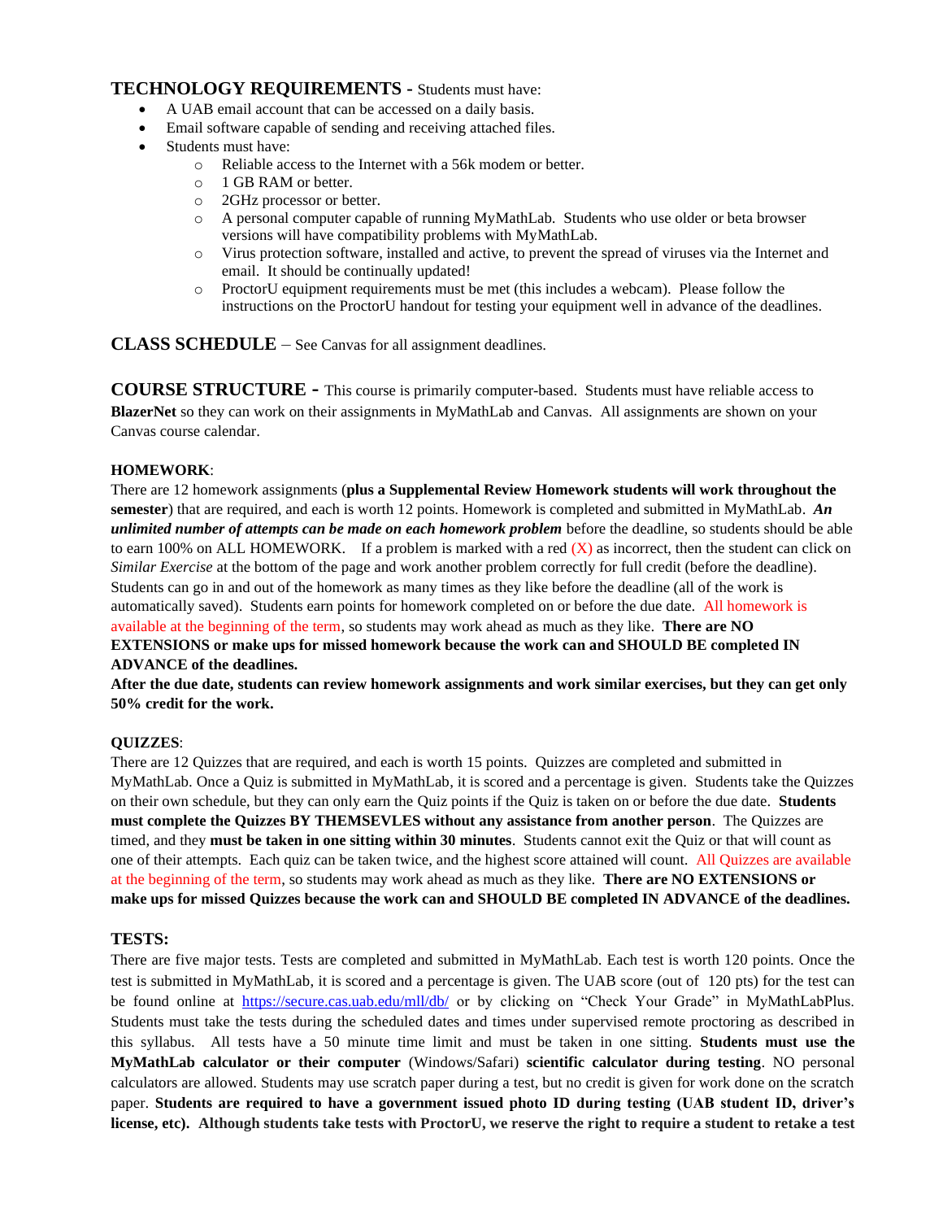## TECHNOLOGY REQUIREMENTS - Students must have:

- A UAB email account that can be accessed on a daily basis.
- Email software capable of sending and receiving attached files.
- Students must have:
  - Reliable access to the Internet with a 56k modem or better.
  - 1 GB RAM or better.
  - 2GHz processor or better.
  - A personal computer capable of running MyMathLab. Students who use older or beta browser versions will have compatibility problems with MyMathLab.
  - Virus protection software, installed and active, to prevent the spread of viruses via the Internet and email. It should be continually updated!
  - ProctorU equipment requirements must be met (this includes a webcam). Please follow the instructions on the ProctorU handout for testing your equipment well in advance of the deadlines.

## CLASS SCHEDULE – See Canvas for all assignment deadlines.

## COURSE STRUCTURE - This course is primarily computer-based. Students must have reliable access to **BlazerNet** so they can work on their assignments in MyMathLab and Canvas. All assignments are shown on your Canvas course calendar.

### HOMEWORK:

There are 12 homework assignments (**plus a Supplemental Review Homework students will work throughout the semester**) that are required, and each is worth 12 points. Homework is completed and submitted in MyMathLab. ***An unlimited number of attempts can be made on each homework problem*** before the deadline, so students should be able to earn 100% on ALL HOMEWORK. If a problem is marked with a red (X) as incorrect, then the student can click on *Similar Exercise* at the bottom of the page and work another problem correctly for full credit (before the deadline). Students can go in and out of the homework as many times as they like before the deadline (all of the work is automatically saved). Students earn points for homework completed on or before the due date. All homework is available at the beginning of the term, so students may work ahead as much as they like. **There are NO EXTENSIONS or make ups for missed homework because the work can and SHOULD BE completed IN ADVANCE of the deadlines.**

**After the due date, students can review homework assignments and work similar exercises, but they can get only 50% credit for the work.**

### QUIZZES:

There are 12 Quizzes that are required, and each is worth 15 points. Quizzes are completed and submitted in MyMathLab. Once a Quiz is submitted in MyMathLab, it is scored and a percentage is given. Students take the Quizzes on their own schedule, but they can only earn the Quiz points if the Quiz is taken on or before the due date. **Students must complete the Quizzes BY THEMSEVLES without any assistance from another person**. The Quizzes are timed, and they **must be taken in one sitting within 30 minutes**. Students cannot exit the Quiz or that will count as one of their attempts. Each quiz can be taken twice, and the highest score attained will count. All Quizzes are available at the beginning of the term, so students may work ahead as much as they like. **There are NO EXTENSIONS or make ups for missed Quizzes because the work can and SHOULD BE completed IN ADVANCE of the deadlines.**

### TESTS:

There are five major tests. Tests are completed and submitted in MyMathLab. Each test is worth 120 points. Once the test is submitted in MyMathLab, it is scored and a percentage is given. The UAB score (out of 120 pts) for the test can be found online at https://secure.cas.uab.edu/mll/db/ or by clicking on "Check Your Grade" in MyMathLabPlus. Students must take the tests during the scheduled dates and times under supervised remote proctoring as described in this syllabus. All tests have a 50 minute time limit and must be taken in one sitting. **Students must use the MyMathLab calculator or their computer** (Windows/Safari) **scientific calculator during testing**. NO personal calculators are allowed. Students may use scratch paper during a test, but no credit is given for work done on the scratch paper. **Students are required to have a government issued photo ID during testing (UAB student ID, driver's license, etc). Although students take tests with ProctorU, we reserve the right to require a student to retake a test**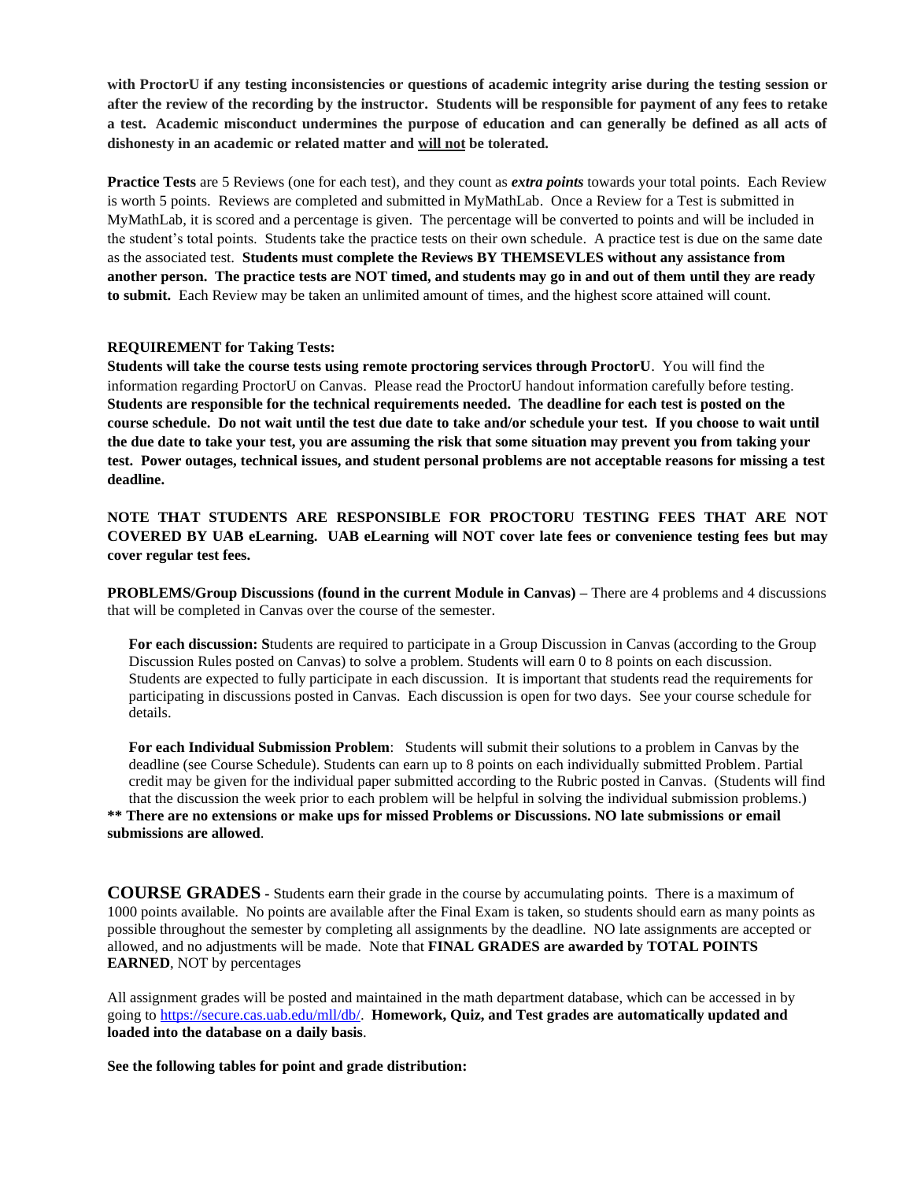**with ProctorU if any testing inconsistencies or questions of academic integrity arise during the testing session or after the review of the recording by the instructor. Students will be responsible for payment of any fees to retake a test. Academic misconduct undermines the purpose of education and can generally be defined as all acts of dishonesty in an academic or related matter and <u>will not</u> be tolerated.**

**Practice Tests** are 5 Reviews (one for each test), and they count as ***extra points*** towards your total points. Each Review is worth 5 points. Reviews are completed and submitted in MyMathLab. Once a Review for a Test is submitted in MyMathLab, it is scored and a percentage is given. The percentage will be converted to points and will be included in the student's total points. Students take the practice tests on their own schedule. A practice test is due on the same date as the associated test. **Students must complete the Reviews BY THEMSEVLES without any assistance from another person. The practice tests are NOT timed, and students may go in and out of them until they are ready to submit.** Each Review may be taken an unlimited amount of times, and the highest score attained will count.

**REQUIREMENT for Taking Tests:**

**Students will take the course tests using remote proctoring services through ProctorU**. You will find the information regarding ProctorU on Canvas. Please read the ProctorU handout information carefully before testing. **Students are responsible for the technical requirements needed. The deadline for each test is posted on the course schedule. Do not wait until the test due date to take and/or schedule your test. If you choose to wait until the due date to take your test, you are assuming the risk that some situation may prevent you from taking your test. Power outages, technical issues, and student personal problems are not acceptable reasons for missing a test deadline.**

**NOTE THAT STUDENTS ARE RESPONSIBLE FOR PROCTORU TESTING FEES THAT ARE NOT COVERED BY UAB eLearning. UAB eLearning will NOT cover late fees or convenience testing fees but may cover regular test fees.**

**PROBLEMS/Group Discussions (found in the current Module in Canvas) –** There are 4 problems and 4 discussions that will be completed in Canvas over the course of the semester.

**For each discussion: S**tudents are required to participate in a Group Discussion in Canvas (according to the Group Discussion Rules posted on Canvas) to solve a problem. Students will earn 0 to 8 points on each discussion. Students are expected to fully participate in each discussion. It is important that students read the requirements for participating in discussions posted in Canvas. Each discussion is open for two days. See your course schedule for details.

**For each Individual Submission Problem**: Students will submit their solutions to a problem in Canvas by the deadline (see Course Schedule). Students can earn up to 8 points on each individually submitted Problem. Partial credit may be given for the individual paper submitted according to the Rubric posted in Canvas. (Students will find that the discussion the week prior to each problem will be helpful in solving the individual submission problems.)

**\*\* There are no extensions or make ups for missed Problems or Discussions. NO late submissions or email submissions are allowed**.

**COURSE GRADES** - Students earn their grade in the course by accumulating points. There is a maximum of 1000 points available. No points are available after the Final Exam is taken, so students should earn as many points as possible throughout the semester by completing all assignments by the deadline. NO late assignments are accepted or allowed, and no adjustments will be made. Note that **FINAL GRADES are awarded by TOTAL POINTS EARNED**, NOT by percentages

All assignment grades will be posted and maintained in the math department database, which can be accessed in by going to https://secure.cas.uab.edu/mll/db/. **Homework, Quiz, and Test grades are automatically updated and loaded into the database on a daily basis**.

**See the following tables for point and grade distribution:**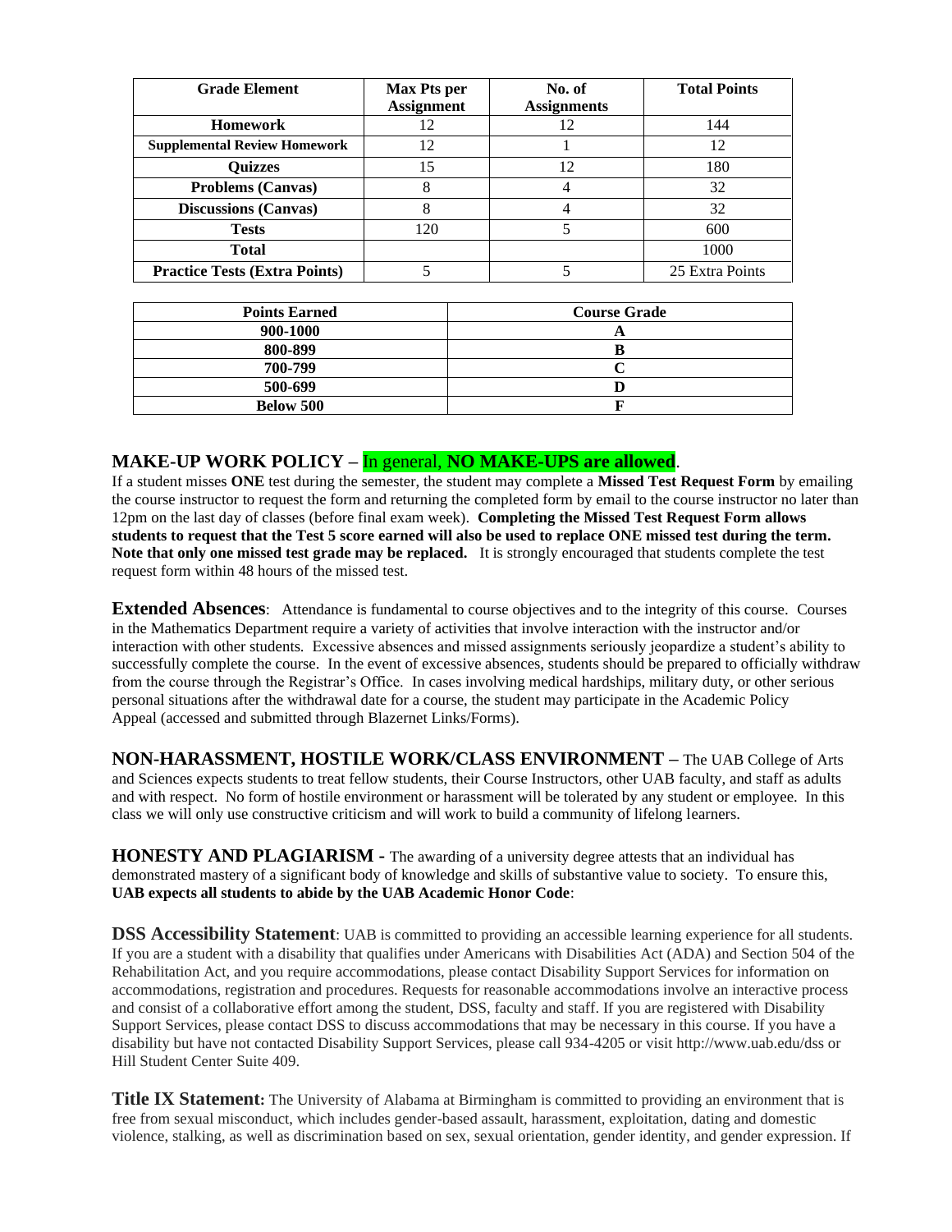| Grade Element | Max Pts per Assignment | No. of Assignments | Total Points |
|---|---|---|---|
| **Homework** | 12 | 12 | 144 |
| **Supplemental Review Homework** | 12 | 1 | 12 |
| **Quizzes** | 15 | 12 | 180 |
| **Problems (Canvas)** | 8 | 4 | 32 |
| **Discussions (Canvas)** | 8 | 4 | 32 |
| **Tests** | 120 | 5 | 600 |
| **Total** | | | 1000 |
| **Practice Tests (Extra Points)** | 5 | 5 | 25 Extra Points |

| Points Earned | Course Grade |
|---|---|
| **900-1000** | **A** |
| **800-899** | **B** |
| **700-799** | **C** |
| **500-699** | **D** |
| **Below 500** | **F** |

## MAKE-UP WORK POLICY – In general, **NO MAKE-UPS are allowed**.

If a student misses **ONE** test during the semester, the student may complete a **Missed Test Request Form** by emailing the course instructor to request the form and returning the completed form by email to the course instructor no later than 12pm on the last day of classes (before final exam week). **Completing the Missed Test Request Form allows students to request that the Test 5 score earned will also be used to replace ONE missed test during the term. Note that only one missed test grade may be replaced.** It is strongly encouraged that students complete the test request form within 48 hours of the missed test.

**Extended Absences**: Attendance is fundamental to course objectives and to the integrity of this course. Courses in the Mathematics Department require a variety of activities that involve interaction with the instructor and/or interaction with other students. Excessive absences and missed assignments seriously jeopardize a student's ability to successfully complete the course. In the event of excessive absences, students should be prepared to officially withdraw from the course through the Registrar's Office. In cases involving medical hardships, military duty, or other serious personal situations after the withdrawal date for a course, the student may participate in the Academic Policy Appeal (accessed and submitted through Blazernet Links/Forms).

**NON-HARASSMENT, HOSTILE WORK/CLASS ENVIRONMENT** – The UAB College of Arts and Sciences expects students to treat fellow students, their Course Instructors, other UAB faculty, and staff as adults and with respect. No form of hostile environment or harassment will be tolerated by any student or employee. In this class we will only use constructive criticism and will work to build a community of lifelong learners.

**HONESTY AND PLAGIARISM -** The awarding of a university degree attests that an individual has demonstrated mastery of a significant body of knowledge and skills of substantive value to society. To ensure this, **UAB expects all students to abide by the UAB Academic Honor Code**:

**DSS Accessibility Statement**: UAB is committed to providing an accessible learning experience for all students. If you are a student with a disability that qualifies under Americans with Disabilities Act (ADA) and Section 504 of the Rehabilitation Act, and you require accommodations, please contact Disability Support Services for information on accommodations, registration and procedures. Requests for reasonable accommodations involve an interactive process and consist of a collaborative effort among the student, DSS, faculty and staff. If you are registered with Disability Support Services, please contact DSS to discuss accommodations that may be necessary in this course. If you have a disability but have not contacted Disability Support Services, please call 934-4205 or visit http://www.uab.edu/dss or Hill Student Center Suite 409.

**Title IX Statement:** The University of Alabama at Birmingham is committed to providing an environment that is free from sexual misconduct, which includes gender-based assault, harassment, exploitation, dating and domestic violence, stalking, as well as discrimination based on sex, sexual orientation, gender identity, and gender expression. If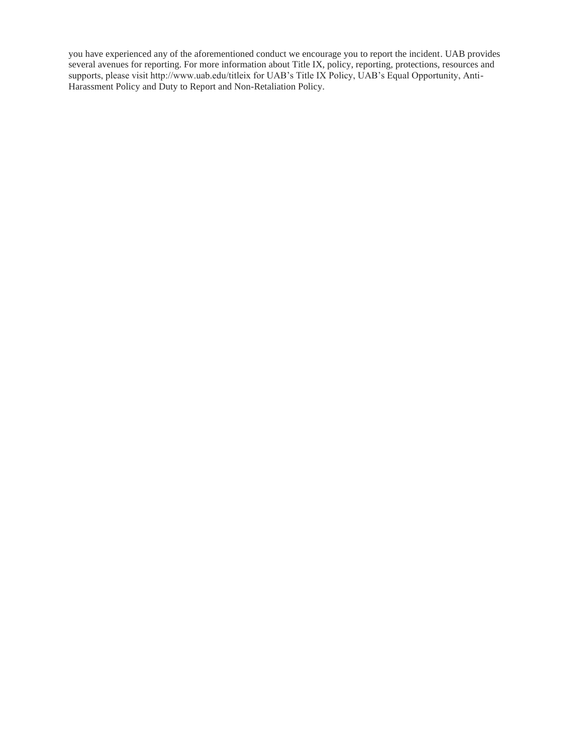you have experienced any of the aforementioned conduct we encourage you to report the incident. UAB provides several avenues for reporting. For more information about Title IX, policy, reporting, protections, resources and supports, please visit http://www.uab.edu/titleix for UAB's Title IX Policy, UAB's Equal Opportunity, Anti-Harassment Policy and Duty to Report and Non-Retaliation Policy.